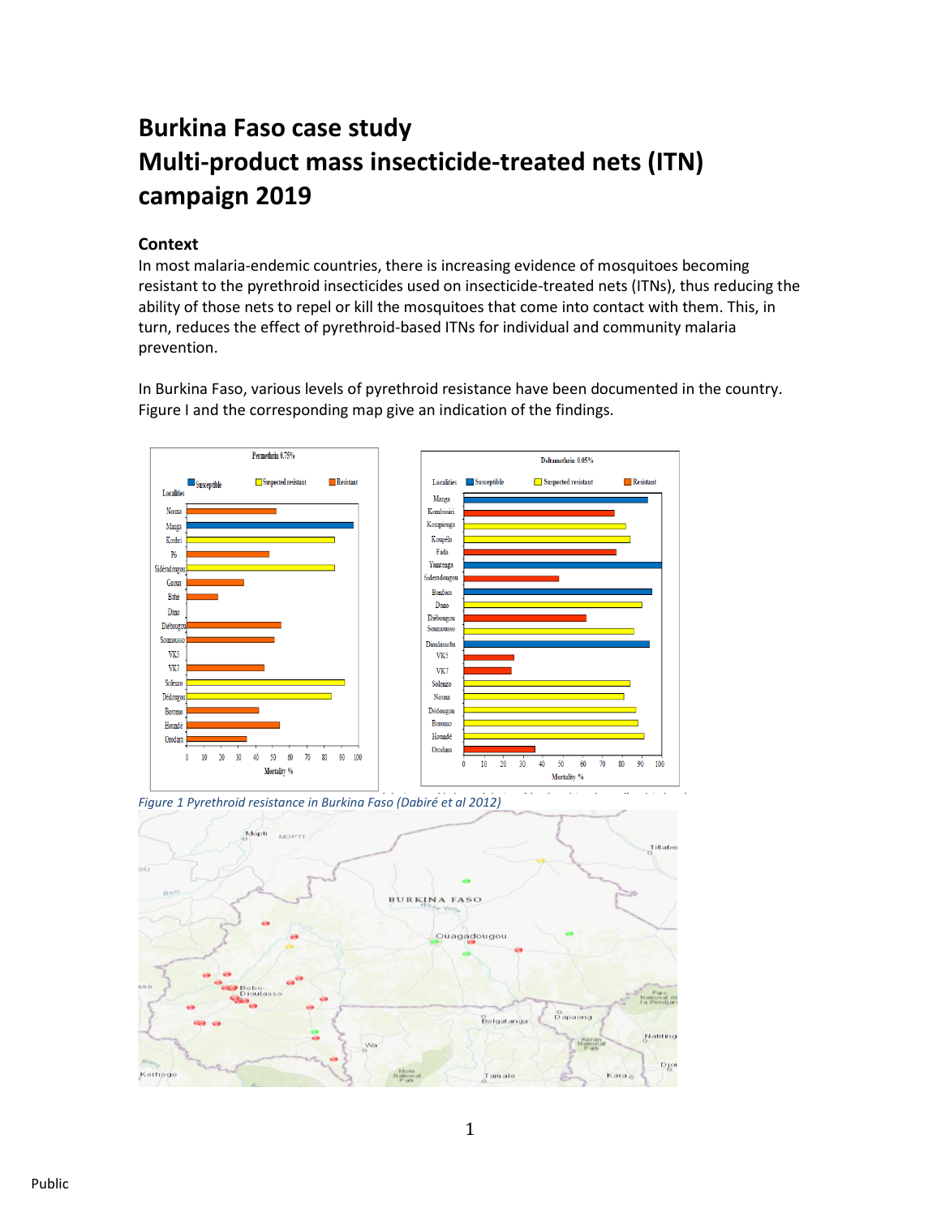# Burkina Faso case study
# Multi-product mass insecticide-treated nets (ITN) campaign 2019

## Context

In most malaria-endemic countries, there is increasing evidence of mosquitoes becoming resistant to the pyrethroid insecticides used on insecticide-treated nets (ITNs), thus reducing the ability of those nets to repel or kill the mosquitoes that come into contact with them. This, in turn, reduces the effect of pyrethroid-based ITNs for individual and community malaria prevention.

In Burkina Faso, various levels of pyrethroid resistance have been documented in the country. Figure I and the corresponding map give an indication of the findings.

*Figure 1 Pyrethroid resistance in Burkina Faso (Dabiré et al 2012)*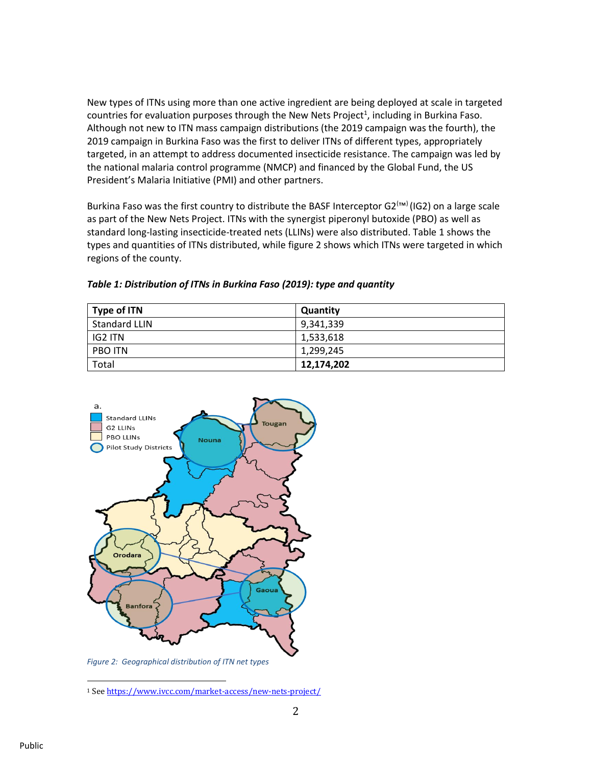New types of ITNs using more than one active ingredient are being deployed at scale in targeted countries for evaluation purposes through the New Nets Project[1], including in Burkina Faso. Although not new to ITN mass campaign distributions (the 2019 campaign was the fourth), the 2019 campaign in Burkina Faso was the first to deliver ITNs of different types, appropriately targeted, in an attempt to address documented insecticide resistance. The campaign was led by the national malaria control programme (NMCP) and financed by the Global Fund, the US President's Malaria Initiative (PMI) and other partners.

Burkina Faso was the first country to distribute the BASF Interceptor G2(™) (IG2) on a large scale as part of the New Nets Project. ITNs with the synergist piperonyl butoxide (PBO) as well as standard long-lasting insecticide-treated nets (LLINs) were also distributed. Table 1 shows the types and quantities of ITNs distributed, while figure 2 shows which ITNs were targeted in which regions of the county.

***Table 1: Distribution of ITNs in Burkina Faso (2019): type and quantity***

| Type of ITN | Quantity |
|---|---|
| Standard LLIN | 9,341,339 |
| IG2 ITN | 1,533,618 |
| PBO ITN | 1,299,245 |
| Total | **12,174,202** |

*Figure 2: Geographical distribution of ITN net types*

[1] See https://www.ivcc.com/market-access/new-nets-project/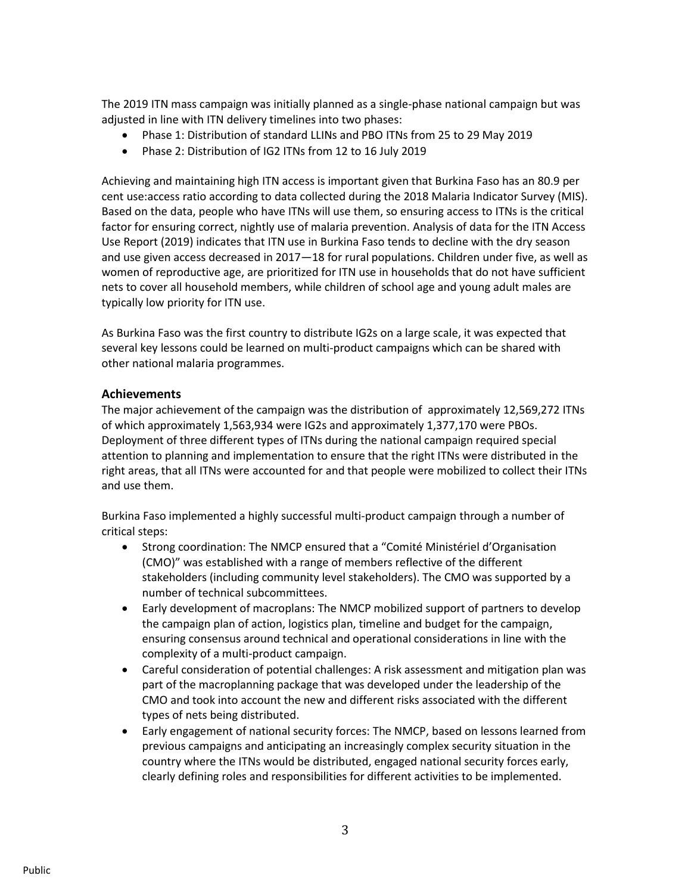The 2019 ITN mass campaign was initially planned as a single-phase national campaign but was adjusted in line with ITN delivery timelines into two phases:

- Phase 1: Distribution of standard LLINs and PBO ITNs from 25 to 29 May 2019
- Phase 2: Distribution of IG2 ITNs from 12 to 16 July 2019

Achieving and maintaining high ITN access is important given that Burkina Faso has an 80.9 per cent use:access ratio according to data collected during the 2018 Malaria Indicator Survey (MIS). Based on the data, people who have ITNs will use them, so ensuring access to ITNs is the critical factor for ensuring correct, nightly use of malaria prevention. Analysis of data for the ITN Access Use Report (2019) indicates that ITN use in Burkina Faso tends to decline with the dry season and use given access decreased in 2017—18 for rural populations. Children under five, as well as women of reproductive age, are prioritized for ITN use in households that do not have sufficient nets to cover all household members, while children of school age and young adult males are typically low priority for ITN use.

As Burkina Faso was the first country to distribute IG2s on a large scale, it was expected that several key lessons could be learned on multi-product campaigns which can be shared with other national malaria programmes.

### Achievements

The major achievement of the campaign was the distribution of approximately 12,569,272 ITNs of which approximately 1,563,934 were IG2s and approximately 1,377,170 were PBOs. Deployment of three different types of ITNs during the national campaign required special attention to planning and implementation to ensure that the right ITNs were distributed in the right areas, that all ITNs were accounted for and that people were mobilized to collect their ITNs and use them.

Burkina Faso implemented a highly successful multi-product campaign through a number of critical steps:

- Strong coordination: The NMCP ensured that a "Comité Ministériel d'Organisation (CMO)" was established with a range of members reflective of the different stakeholders (including community level stakeholders). The CMO was supported by a number of technical subcommittees.
- Early development of macroplans: The NMCP mobilized support of partners to develop the campaign plan of action, logistics plan, timeline and budget for the campaign, ensuring consensus around technical and operational considerations in line with the complexity of a multi-product campaign.
- Careful consideration of potential challenges: A risk assessment and mitigation plan was part of the macroplanning package that was developed under the leadership of the CMO and took into account the new and different risks associated with the different types of nets being distributed.
- Early engagement of national security forces: The NMCP, based on lessons learned from previous campaigns and anticipating an increasingly complex security situation in the country where the ITNs would be distributed, engaged national security forces early, clearly defining roles and responsibilities for different activities to be implemented.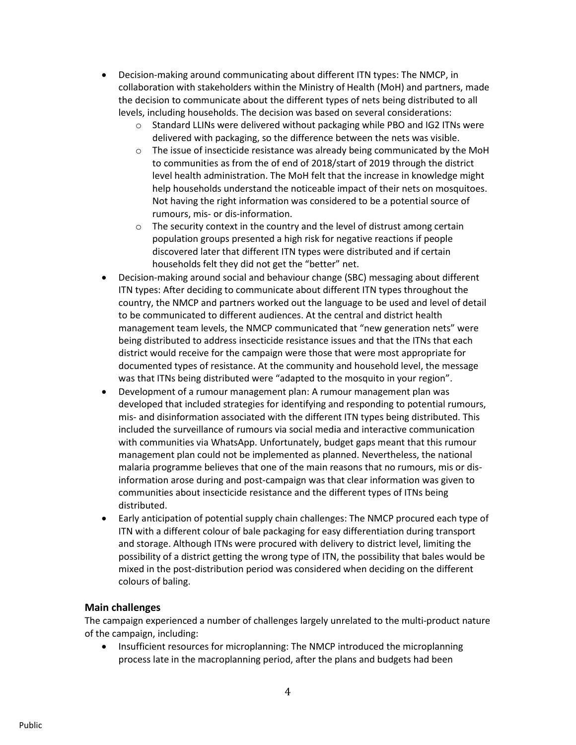- Decision-making around communicating about different ITN types: The NMCP, in collaboration with stakeholders within the Ministry of Health (MoH) and partners, made the decision to communicate about the different types of nets being distributed to all levels, including households. The decision was based on several considerations:
  - Standard LLINs were delivered without packaging while PBO and IG2 ITNs were delivered with packaging, so the difference between the nets was visible.
  - The issue of insecticide resistance was already being communicated by the MoH to communities as from the of end of 2018/start of 2019 through the district level health administration. The MoH felt that the increase in knowledge might help households understand the noticeable impact of their nets on mosquitoes. Not having the right information was considered to be a potential source of rumours, mis- or dis-information.
  - The security context in the country and the level of distrust among certain population groups presented a high risk for negative reactions if people discovered later that different ITN types were distributed and if certain households felt they did not get the "better" net.
- Decision-making around social and behaviour change (SBC) messaging about different ITN types: After deciding to communicate about different ITN types throughout the country, the NMCP and partners worked out the language to be used and level of detail to be communicated to different audiences. At the central and district health management team levels, the NMCP communicated that "new generation nets" were being distributed to address insecticide resistance issues and that the ITNs that each district would receive for the campaign were those that were most appropriate for documented types of resistance. At the community and household level, the message was that ITNs being distributed were "adapted to the mosquito in your region".
- Development of a rumour management plan: A rumour management plan was developed that included strategies for identifying and responding to potential rumours, mis- and disinformation associated with the different ITN types being distributed. This included the surveillance of rumours via social media and interactive communication with communities via WhatsApp. Unfortunately, budget gaps meant that this rumour management plan could not be implemented as planned. Nevertheless, the national malaria programme believes that one of the main reasons that no rumours, mis or dis-information arose during and post-campaign was that clear information was given to communities about insecticide resistance and the different types of ITNs being distributed.
- Early anticipation of potential supply chain challenges: The NMCP procured each type of ITN with a different colour of bale packaging for easy differentiation during transport and storage. Although ITNs were procured with delivery to district level, limiting the possibility of a district getting the wrong type of ITN, the possibility that bales would be mixed in the post-distribution period was considered when deciding on the different colours of baling.

### Main challenges

The campaign experienced a number of challenges largely unrelated to the multi-product nature of the campaign, including:

- Insufficient resources for microplanning: The NMCP introduced the microplanning process late in the macroplanning period, after the plans and budgets had been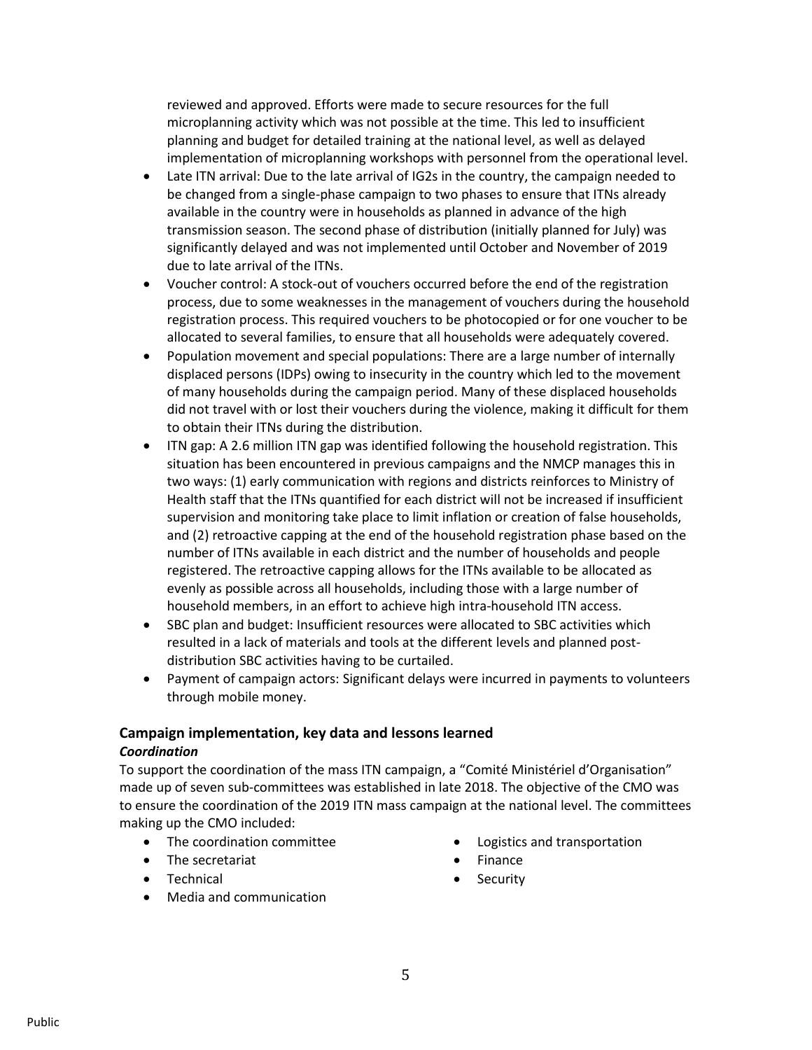reviewed and approved. Efforts were made to secure resources for the full microplanning activity which was not possible at the time. This led to insufficient planning and budget for detailed training at the national level, as well as delayed implementation of microplanning workshops with personnel from the operational level.

- Late ITN arrival: Due to the late arrival of IG2s in the country, the campaign needed to be changed from a single-phase campaign to two phases to ensure that ITNs already available in the country were in households as planned in advance of the high transmission season. The second phase of distribution (initially planned for July) was significantly delayed and was not implemented until October and November of 2019 due to late arrival of the ITNs.
- Voucher control: A stock-out of vouchers occurred before the end of the registration process, due to some weaknesses in the management of vouchers during the household registration process. This required vouchers to be photocopied or for one voucher to be allocated to several families, to ensure that all households were adequately covered.
- Population movement and special populations: There are a large number of internally displaced persons (IDPs) owing to insecurity in the country which led to the movement of many households during the campaign period. Many of these displaced households did not travel with or lost their vouchers during the violence, making it difficult for them to obtain their ITNs during the distribution.
- ITN gap: A 2.6 million ITN gap was identified following the household registration. This situation has been encountered in previous campaigns and the NMCP manages this in two ways: (1) early communication with regions and districts reinforces to Ministry of Health staff that the ITNs quantified for each district will not be increased if insufficient supervision and monitoring take place to limit inflation or creation of false households, and (2) retroactive capping at the end of the household registration phase based on the number of ITNs available in each district and the number of households and people registered. The retroactive capping allows for the ITNs available to be allocated as evenly as possible across all households, including those with a large number of household members, in an effort to achieve high intra-household ITN access.
- SBC plan and budget: Insufficient resources were allocated to SBC activities which resulted in a lack of materials and tools at the different levels and planned post-distribution SBC activities having to be curtailed.
- Payment of campaign actors: Significant delays were incurred in payments to volunteers through mobile money.

## Campaign implementation, key data and lessons learned

### *Coordination*

To support the coordination of the mass ITN campaign, a "Comité Ministériel d'Organisation" made up of seven sub-committees was established in late 2018. The objective of the CMO was to ensure the coordination of the 2019 ITN mass campaign at the national level. The committees making up the CMO included:

- The coordination committee
- The secretariat
- Technical
- Media and communication
- Logistics and transportation
- Finance
- Security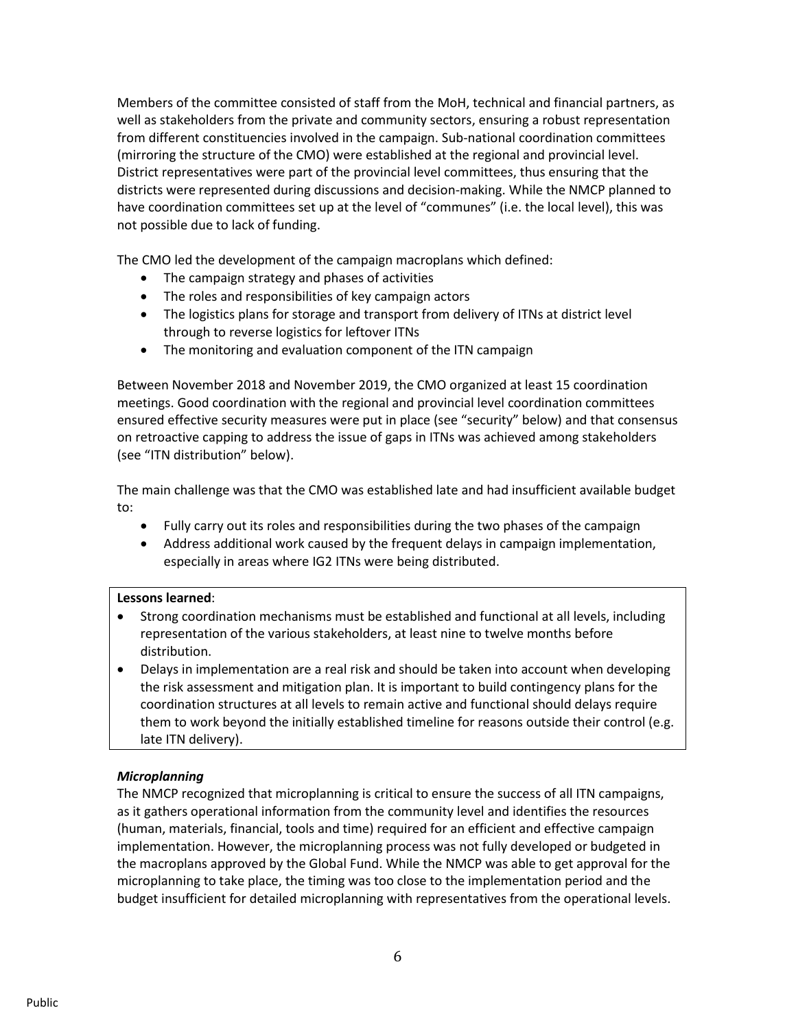Members of the committee consisted of staff from the MoH, technical and financial partners, as well as stakeholders from the private and community sectors, ensuring a robust representation from different constituencies involved in the campaign. Sub-national coordination committees (mirroring the structure of the CMO) were established at the regional and provincial level. District representatives were part of the provincial level committees, thus ensuring that the districts were represented during discussions and decision-making. While the NMCP planned to have coordination committees set up at the level of "communes" (i.e. the local level), this was not possible due to lack of funding.

The CMO led the development of the campaign macroplans which defined:

- The campaign strategy and phases of activities
- The roles and responsibilities of key campaign actors
- The logistics plans for storage and transport from delivery of ITNs at district level through to reverse logistics for leftover ITNs
- The monitoring and evaluation component of the ITN campaign

Between November 2018 and November 2019, the CMO organized at least 15 coordination meetings. Good coordination with the regional and provincial level coordination committees ensured effective security measures were put in place (see "security" below) and that consensus on retroactive capping to address the issue of gaps in ITNs was achieved among stakeholders (see "ITN distribution" below).

The main challenge was that the CMO was established late and had insufficient available budget to:

- Fully carry out its roles and responsibilities during the two phases of the campaign
- Address additional work caused by the frequent delays in campaign implementation, especially in areas where IG2 ITNs were being distributed.

**Lessons learned**:

- Strong coordination mechanisms must be established and functional at all levels, including representation of the various stakeholders, at least nine to twelve months before distribution.
- Delays in implementation are a real risk and should be taken into account when developing the risk assessment and mitigation plan. It is important to build contingency plans for the coordination structures at all levels to remain active and functional should delays require them to work beyond the initially established timeline for reasons outside their control (e.g. late ITN delivery).

***Microplanning***

The NMCP recognized that microplanning is critical to ensure the success of all ITN campaigns, as it gathers operational information from the community level and identifies the resources (human, materials, financial, tools and time) required for an efficient and effective campaign implementation. However, the microplanning process was not fully developed or budgeted in the macroplans approved by the Global Fund. While the NMCP was able to get approval for the microplanning to take place, the timing was too close to the implementation period and the budget insufficient for detailed microplanning with representatives from the operational levels.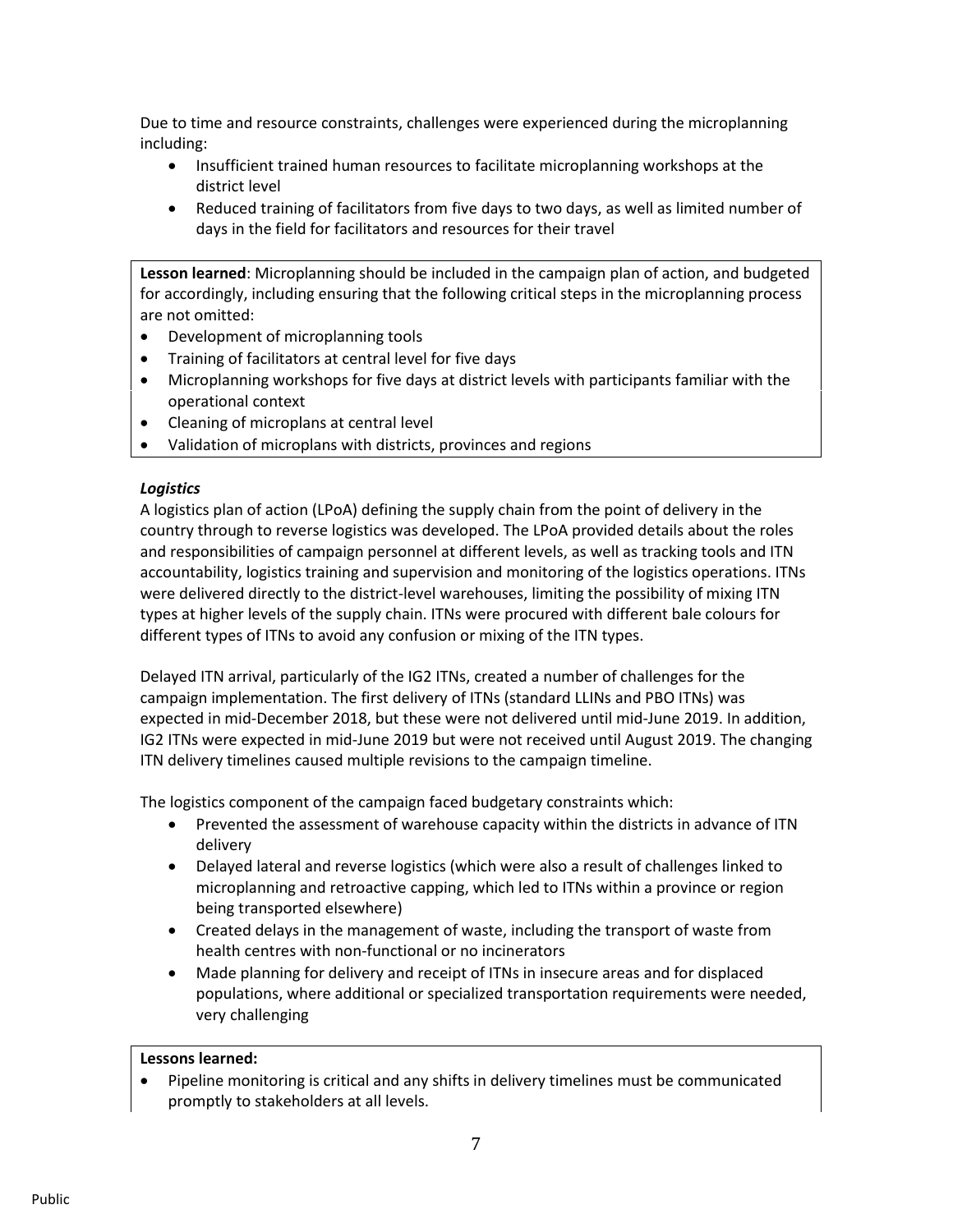Due to time and resource constraints, challenges were experienced during the microplanning including:

- Insufficient trained human resources to facilitate microplanning workshops at the district level
- Reduced training of facilitators from five days to two days, as well as limited number of days in the field for facilitators and resources for their travel

**Lesson learned**: Microplanning should be included in the campaign plan of action, and budgeted for accordingly, including ensuring that the following critical steps in the microplanning process are not omitted:

- Development of microplanning tools
- Training of facilitators at central level for five days
- Microplanning workshops for five days at district levels with participants familiar with the operational context
- Cleaning of microplans at central level
- Validation of microplans with districts, provinces and regions

***Logistics***

A logistics plan of action (LPoA) defining the supply chain from the point of delivery in the country through to reverse logistics was developed. The LPoA provided details about the roles and responsibilities of campaign personnel at different levels, as well as tracking tools and ITN accountability, logistics training and supervision and monitoring of the logistics operations. ITNs were delivered directly to the district-level warehouses, limiting the possibility of mixing ITN types at higher levels of the supply chain. ITNs were procured with different bale colours for different types of ITNs to avoid any confusion or mixing of the ITN types.

Delayed ITN arrival, particularly of the IG2 ITNs, created a number of challenges for the campaign implementation. The first delivery of ITNs (standard LLINs and PBO ITNs) was expected in mid-December 2018, but these were not delivered until mid-June 2019. In addition, IG2 ITNs were expected in mid-June 2019 but were not received until August 2019. The changing ITN delivery timelines caused multiple revisions to the campaign timeline.

The logistics component of the campaign faced budgetary constraints which:

- Prevented the assessment of warehouse capacity within the districts in advance of ITN delivery
- Delayed lateral and reverse logistics (which were also a result of challenges linked to microplanning and retroactive capping, which led to ITNs within a province or region being transported elsewhere)
- Created delays in the management of waste, including the transport of waste from health centres with non-functional or no incinerators
- Made planning for delivery and receipt of ITNs in insecure areas and for displaced populations, where additional or specialized transportation requirements were needed, very challenging

**Lessons learned:**

- Pipeline monitoring is critical and any shifts in delivery timelines must be communicated promptly to stakeholders at all levels.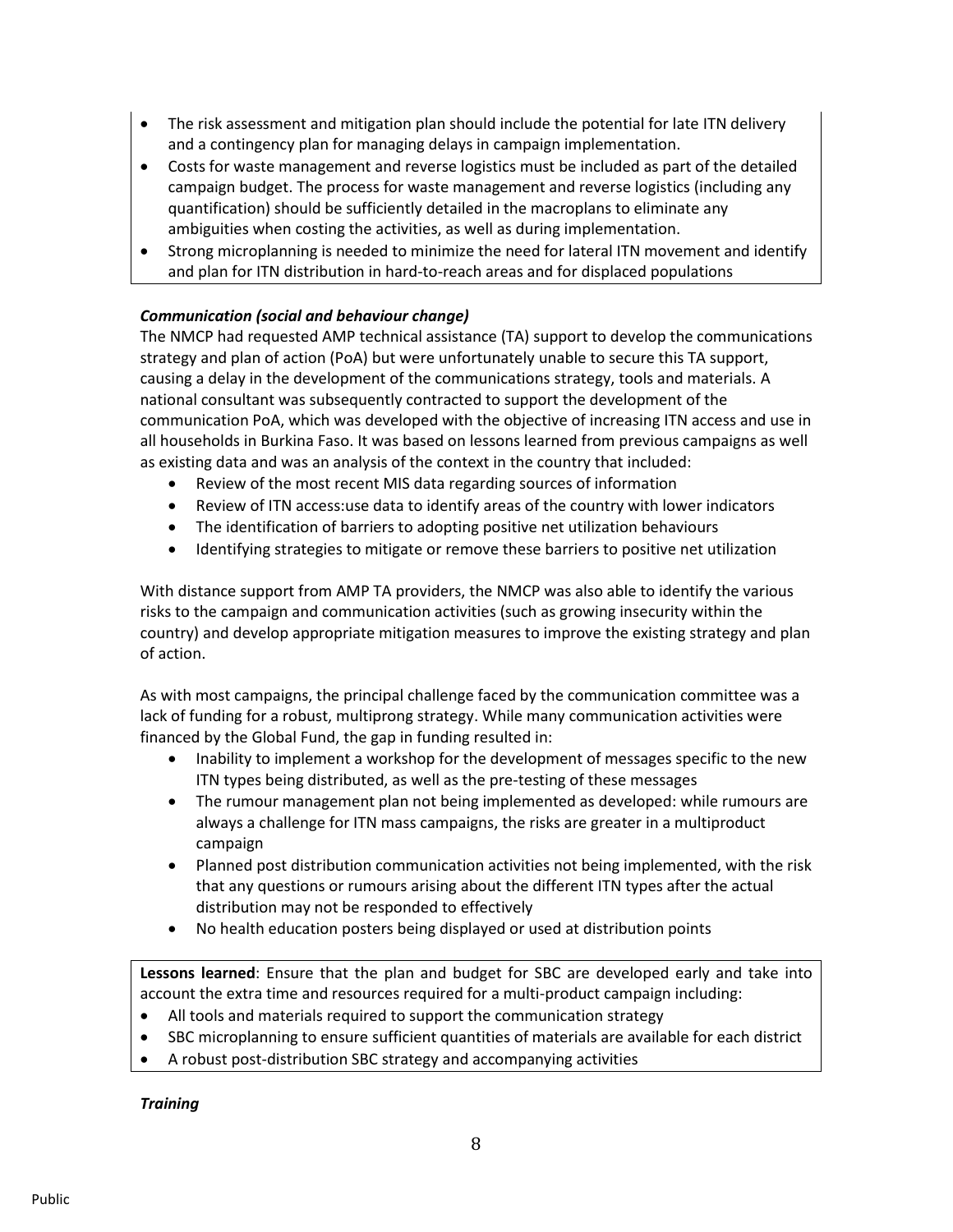- The risk assessment and mitigation plan should include the potential for late ITN delivery and a contingency plan for managing delays in campaign implementation.
- Costs for waste management and reverse logistics must be included as part of the detailed campaign budget. The process for waste management and reverse logistics (including any quantification) should be sufficiently detailed in the macroplans to eliminate any ambiguities when costing the activities, as well as during implementation.
- Strong microplanning is needed to minimize the need for lateral ITN movement and identify and plan for ITN distribution in hard-to-reach areas and for displaced populations

### *Communication (social and behaviour change)*

The NMCP had requested AMP technical assistance (TA) support to develop the communications strategy and plan of action (PoA) but were unfortunately unable to secure this TA support, causing a delay in the development of the communications strategy, tools and materials. A national consultant was subsequently contracted to support the development of the communication PoA, which was developed with the objective of increasing ITN access and use in all households in Burkina Faso. It was based on lessons learned from previous campaigns as well as existing data and was an analysis of the context in the country that included:

- Review of the most recent MIS data regarding sources of information
- Review of ITN access:use data to identify areas of the country with lower indicators
- The identification of barriers to adopting positive net utilization behaviours
- Identifying strategies to mitigate or remove these barriers to positive net utilization

With distance support from AMP TA providers, the NMCP was also able to identify the various risks to the campaign and communication activities (such as growing insecurity within the country) and develop appropriate mitigation measures to improve the existing strategy and plan of action.

As with most campaigns, the principal challenge faced by the communication committee was a lack of funding for a robust, multiprong strategy. While many communication activities were financed by the Global Fund, the gap in funding resulted in:

- Inability to implement a workshop for the development of messages specific to the new ITN types being distributed, as well as the pre-testing of these messages
- The rumour management plan not being implemented as developed: while rumours are always a challenge for ITN mass campaigns, the risks are greater in a multiproduct campaign
- Planned post distribution communication activities not being implemented, with the risk that any questions or rumours arising about the different ITN types after the actual distribution may not be responded to effectively
- No health education posters being displayed or used at distribution points

**Lessons learned**: Ensure that the plan and budget for SBC are developed early and take into account the extra time and resources required for a multi-product campaign including:

- All tools and materials required to support the communication strategy
- SBC microplanning to ensure sufficient quantities of materials are available for each district
- A robust post-distribution SBC strategy and accompanying activities

### *Training*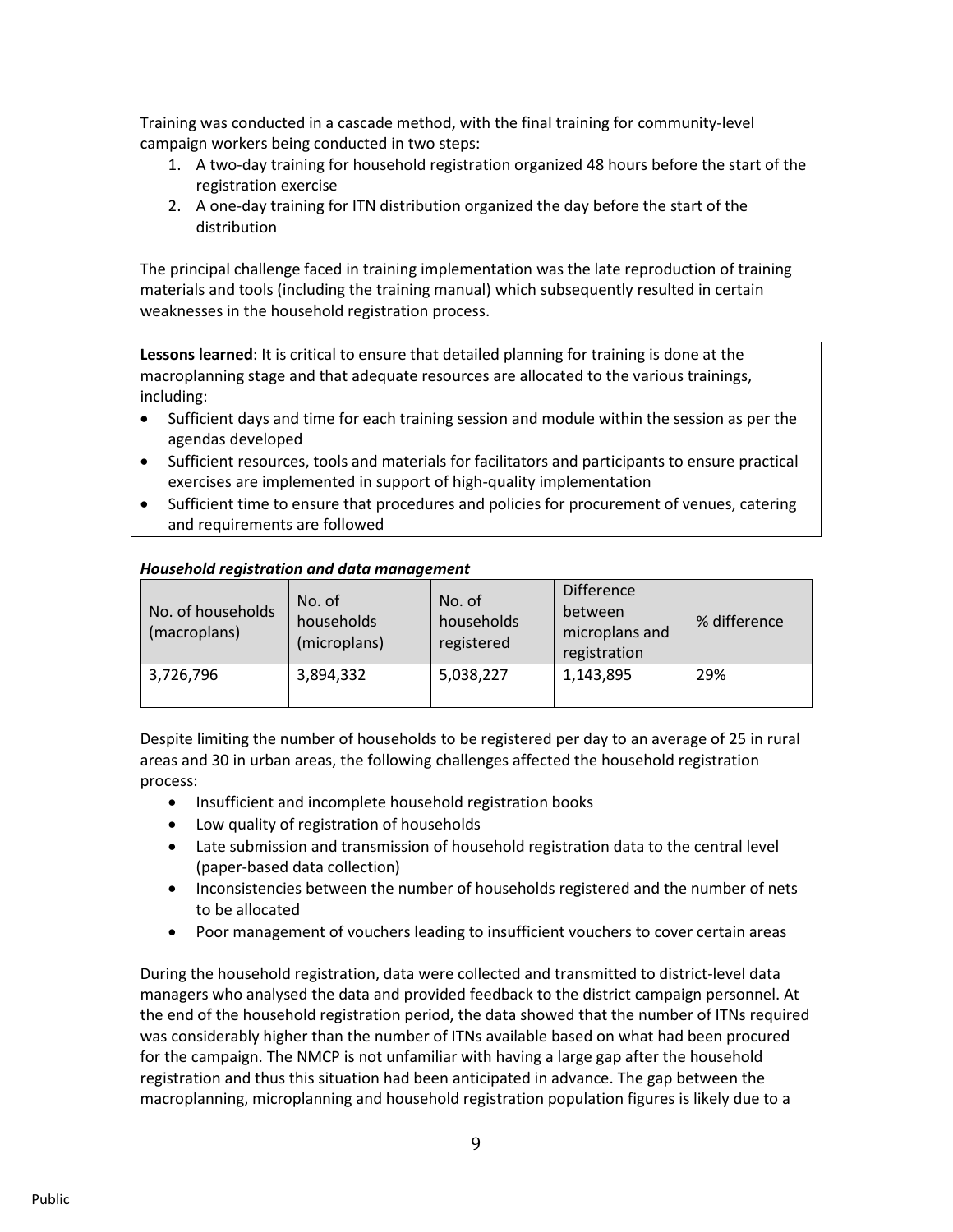Training was conducted in a cascade method, with the final training for community-level campaign workers being conducted in two steps:

1. A two-day training for household registration organized 48 hours before the start of the registration exercise
2. A one-day training for ITN distribution organized the day before the start of the distribution

The principal challenge faced in training implementation was the late reproduction of training materials and tools (including the training manual) which subsequently resulted in certain weaknesses in the household registration process.

**Lessons learned**: It is critical to ensure that detailed planning for training is done at the macroplanning stage and that adequate resources are allocated to the various trainings, including:

- Sufficient days and time for each training session and module within the session as per the agendas developed
- Sufficient resources, tools and materials for facilitators and participants to ensure practical exercises are implemented in support of high-quality implementation
- Sufficient time to ensure that procedures and policies for procurement of venues, catering and requirements are followed

***Household registration and data management***

| No. of households (macroplans) | No. of households (microplans) | No. of households registered | Difference between microplans and registration | % difference |
|---|---|---|---|---|
| 3,726,796 | 3,894,332 | 5,038,227 | 1,143,895 | 29% |

Despite limiting the number of households to be registered per day to an average of 25 in rural areas and 30 in urban areas, the following challenges affected the household registration process:

- Insufficient and incomplete household registration books
- Low quality of registration of households
- Late submission and transmission of household registration data to the central level (paper-based data collection)
- Inconsistencies between the number of households registered and the number of nets to be allocated
- Poor management of vouchers leading to insufficient vouchers to cover certain areas

During the household registration, data were collected and transmitted to district-level data managers who analysed the data and provided feedback to the district campaign personnel. At the end of the household registration period, the data showed that the number of ITNs required was considerably higher than the number of ITNs available based on what had been procured for the campaign. The NMCP is not unfamiliar with having a large gap after the household registration and thus this situation had been anticipated in advance. The gap between the macroplanning, microplanning and household registration population figures is likely due to a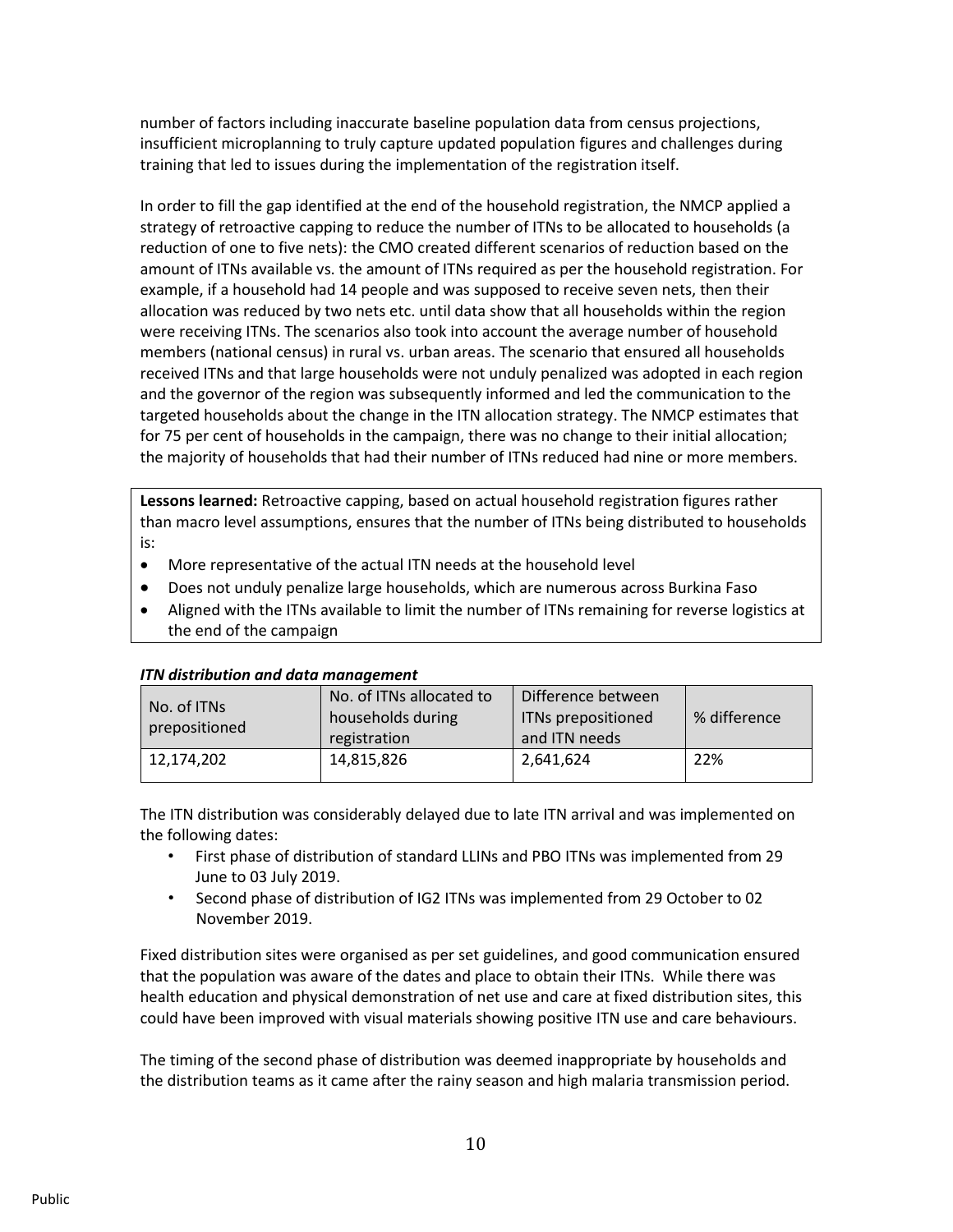number of factors including inaccurate baseline population data from census projections, insufficient microplanning to truly capture updated population figures and challenges during training that led to issues during the implementation of the registration itself.

In order to fill the gap identified at the end of the household registration, the NMCP applied a strategy of retroactive capping to reduce the number of ITNs to be allocated to households (a reduction of one to five nets): the CMO created different scenarios of reduction based on the amount of ITNs available vs. the amount of ITNs required as per the household registration. For example, if a household had 14 people and was supposed to receive seven nets, then their allocation was reduced by two nets etc. until data show that all households within the region were receiving ITNs. The scenarios also took into account the average number of household members (national census) in rural vs. urban areas. The scenario that ensured all households received ITNs and that large households were not unduly penalized was adopted in each region and the governor of the region was subsequently informed and led the communication to the targeted households about the change in the ITN allocation strategy. The NMCP estimates that for 75 per cent of households in the campaign, there was no change to their initial allocation; the majority of households that had their number of ITNs reduced had nine or more members.

**Lessons learned:** Retroactive capping, based on actual household registration figures rather than macro level assumptions, ensures that the number of ITNs being distributed to households is:

- More representative of the actual ITN needs at the household level
- Does not unduly penalize large households, which are numerous across Burkina Faso
- Aligned with the ITNs available to limit the number of ITNs remaining for reverse logistics at the end of the campaign

***ITN distribution and data management***

| No. of ITNs prepositioned | No. of ITNs allocated to households during registration | Difference between ITNs prepositioned and ITN needs | % difference |
|---|---|---|---|
| 12,174,202 | 14,815,826 | 2,641,624 | 22% |

The ITN distribution was considerably delayed due to late ITN arrival and was implemented on the following dates:

- First phase of distribution of standard LLINs and PBO ITNs was implemented from 29 June to 03 July 2019.
- Second phase of distribution of IG2 ITNs was implemented from 29 October to 02 November 2019.

Fixed distribution sites were organised as per set guidelines, and good communication ensured that the population was aware of the dates and place to obtain their ITNs. While there was health education and physical demonstration of net use and care at fixed distribution sites, this could have been improved with visual materials showing positive ITN use and care behaviours.

The timing of the second phase of distribution was deemed inappropriate by households and the distribution teams as it came after the rainy season and high malaria transmission period.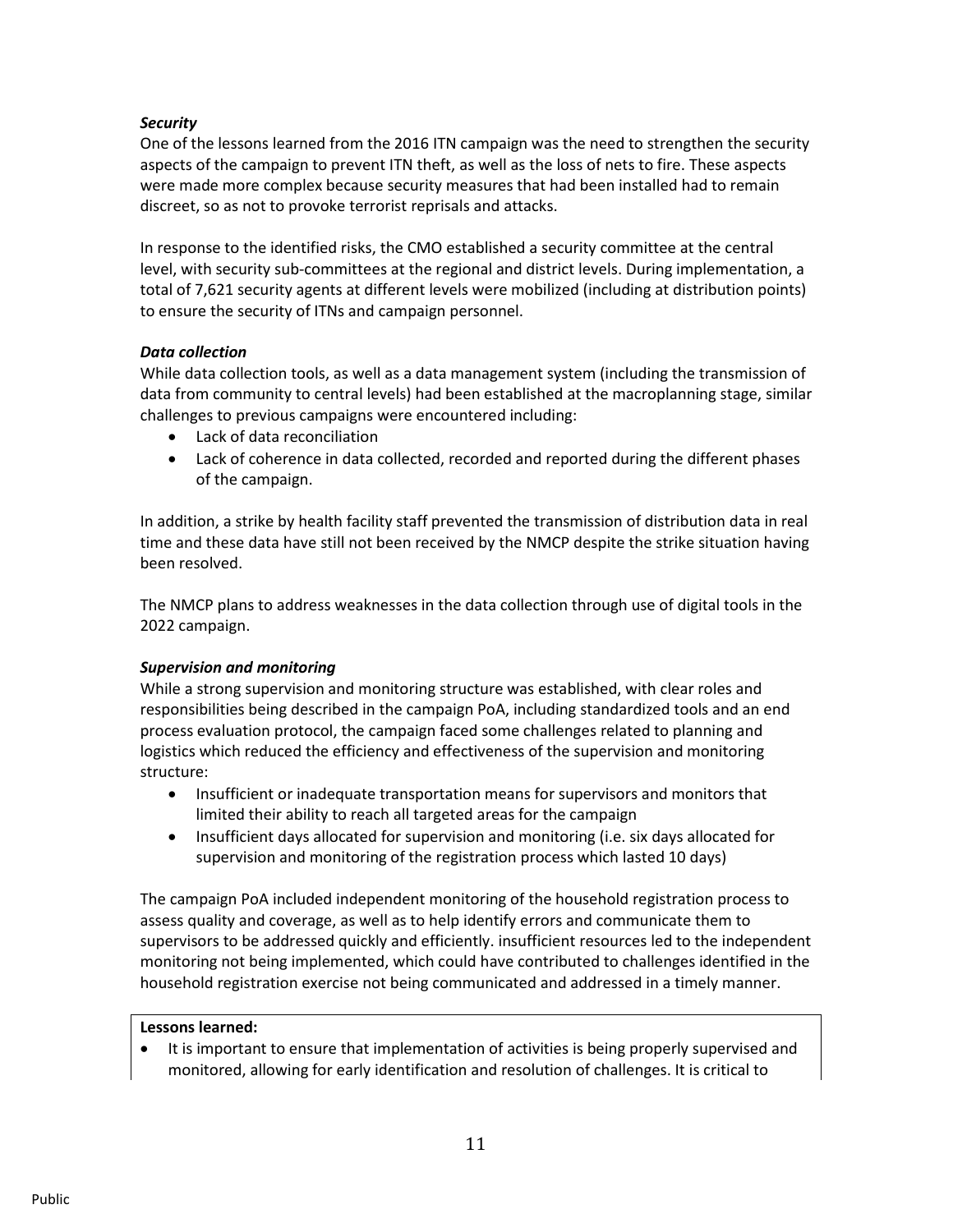***Security***

One of the lessons learned from the 2016 ITN campaign was the need to strengthen the security aspects of the campaign to prevent ITN theft, as well as the loss of nets to fire. These aspects were made more complex because security measures that had been installed had to remain discreet, so as not to provoke terrorist reprisals and attacks.

In response to the identified risks, the CMO established a security committee at the central level, with security sub-committees at the regional and district levels. During implementation, a total of 7,621 security agents at different levels were mobilized (including at distribution points) to ensure the security of ITNs and campaign personnel.

***Data collection***

While data collection tools, as well as a data management system (including the transmission of data from community to central levels) had been established at the macroplanning stage, similar challenges to previous campaigns were encountered including:

- Lack of data reconciliation
- Lack of coherence in data collected, recorded and reported during the different phases of the campaign.

In addition, a strike by health facility staff prevented the transmission of distribution data in real time and these data have still not been received by the NMCP despite the strike situation having been resolved.

The NMCP plans to address weaknesses in the data collection through use of digital tools in the 2022 campaign.

***Supervision and monitoring***

While a strong supervision and monitoring structure was established, with clear roles and responsibilities being described in the campaign PoA, including standardized tools and an end process evaluation protocol, the campaign faced some challenges related to planning and logistics which reduced the efficiency and effectiveness of the supervision and monitoring structure:

- Insufficient or inadequate transportation means for supervisors and monitors that limited their ability to reach all targeted areas for the campaign
- Insufficient days allocated for supervision and monitoring (i.e. six days allocated for supervision and monitoring of the registration process which lasted 10 days)

The campaign PoA included independent monitoring of the household registration process to assess quality and coverage, as well as to help identify errors and communicate them to supervisors to be addressed quickly and efficiently. insufficient resources led to the independent monitoring not being implemented, which could have contributed to challenges identified in the household registration exercise not being communicated and addressed in a timely manner.

**Lessons learned:**

- It is important to ensure that implementation of activities is being properly supervised and monitored, allowing for early identification and resolution of challenges. It is critical to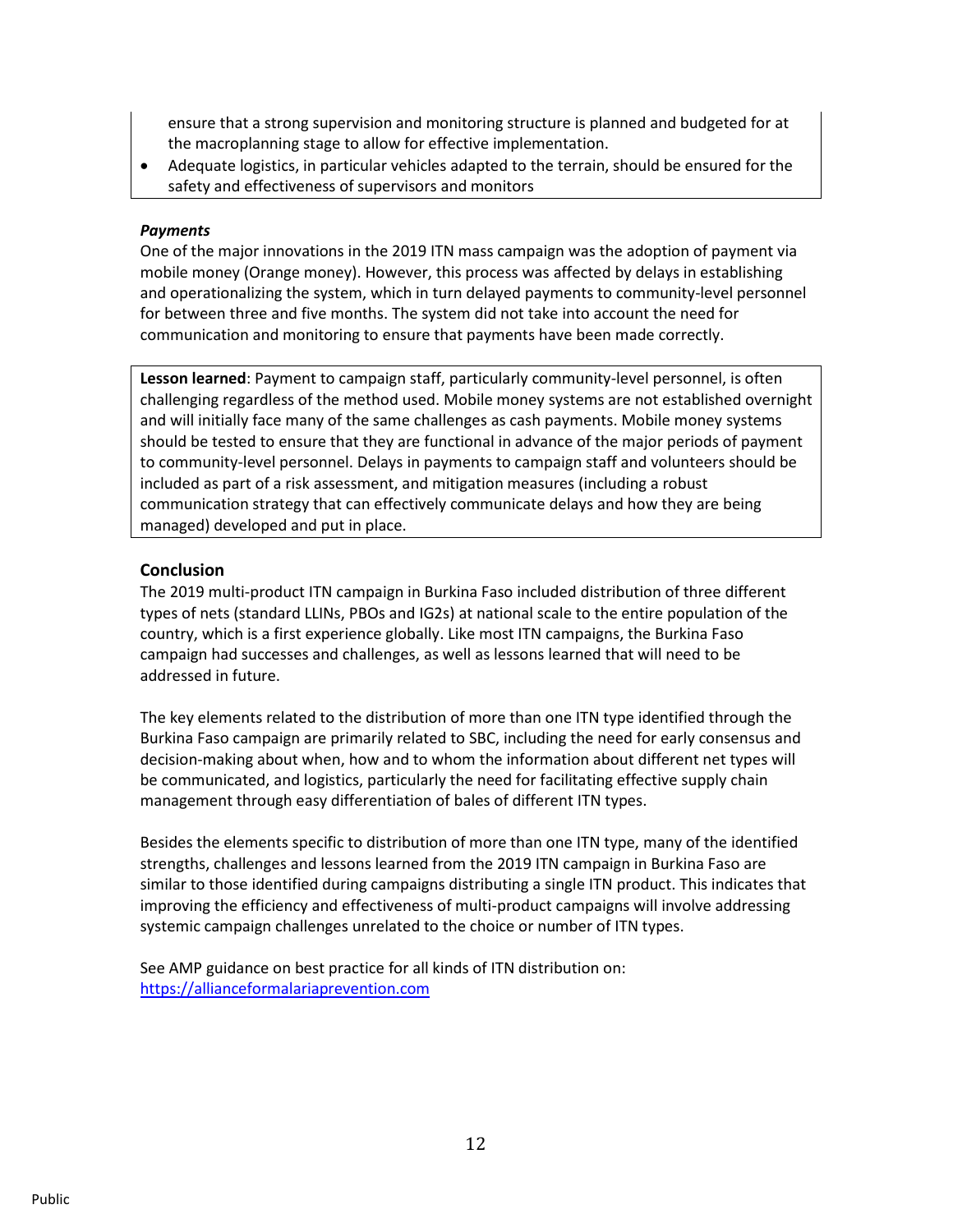ensure that a strong supervision and monitoring structure is planned and budgeted for at the macroplanning stage to allow for effective implementation.

- Adequate logistics, in particular vehicles adapted to the terrain, should be ensured for the safety and effectiveness of supervisors and monitors

***Payments***

One of the major innovations in the 2019 ITN mass campaign was the adoption of payment via mobile money (Orange money). However, this process was affected by delays in establishing and operationalizing the system, which in turn delayed payments to community-level personnel for between three and five months. The system did not take into account the need for communication and monitoring to ensure that payments have been made correctly.

**Lesson learned**: Payment to campaign staff, particularly community-level personnel, is often challenging regardless of the method used. Mobile money systems are not established overnight and will initially face many of the same challenges as cash payments. Mobile money systems should be tested to ensure that they are functional in advance of the major periods of payment to community-level personnel. Delays in payments to campaign staff and volunteers should be included as part of a risk assessment, and mitigation measures (including a robust communication strategy that can effectively communicate delays and how they are being managed) developed and put in place.

## Conclusion

The 2019 multi-product ITN campaign in Burkina Faso included distribution of three different types of nets (standard LLINs, PBOs and IG2s) at national scale to the entire population of the country, which is a first experience globally. Like most ITN campaigns, the Burkina Faso campaign had successes and challenges, as well as lessons learned that will need to be addressed in future.

The key elements related to the distribution of more than one ITN type identified through the Burkina Faso campaign are primarily related to SBC, including the need for early consensus and decision-making about when, how and to whom the information about different net types will be communicated, and logistics, particularly the need for facilitating effective supply chain management through easy differentiation of bales of different ITN types.

Besides the elements specific to distribution of more than one ITN type, many of the identified strengths, challenges and lessons learned from the 2019 ITN campaign in Burkina Faso are similar to those identified during campaigns distributing a single ITN product. This indicates that improving the efficiency and effectiveness of multi-product campaigns will involve addressing systemic campaign challenges unrelated to the choice or number of ITN types.

See AMP guidance on best practice for all kinds of ITN distribution on: https://allianceformalariaprevention.com